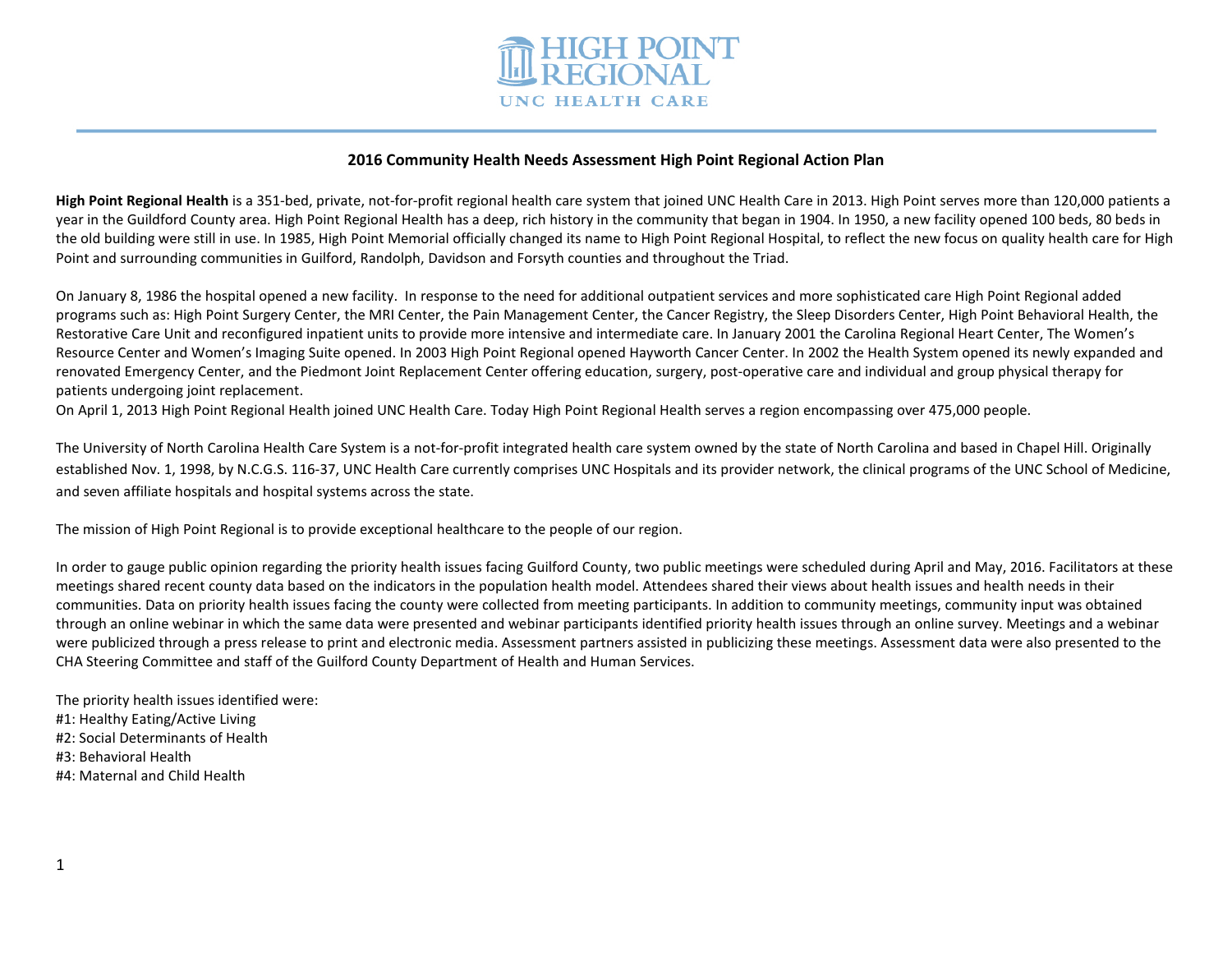# 2016 Community Health Needs Assessment High Point Regional Action Plan

**High Point Regional Health** is a 351-bed, private, not-for-profit regional health care system that joined UNC Health Care in 2013. High Point serves more than 120,000 patients a year in the Guildford County area. High Point Regional Health has a deep, rich history in the community that began in 1904. In 1950, a new facility opened 100 beds, 80 beds in the old building were still in use. In 1985, High Point Memorial officially changed its name to High Point Regional Hospital, to reflect the new focus on quality health care for High Point and surrounding communities in Guilford, Randolph, Davidson and Forsyth counties and throughout the Triad.

On January 8, 1986 the hospital opened a new facility. In response to the need for additional outpatient services and more sophisticated care High Point Regional added programs such as: High Point Surgery Center, the MRI Center, the Pain Management Center, the Cancer Registry, the Sleep Disorders Center, High Point Behavioral Health, the Restorative Care Unit and reconfigured inpatient units to provide more intensive and intermediate care. In January 2001 the Carolina Regional Heart Center, The Women's Resource Center and Women's Imaging Suite opened. In 2003 High Point Regional opened Hayworth Cancer Center. In 2002 the Health System opened its newly expanded and renovated Emergency Center, and the Piedmont Joint Replacement Center offering education, surgery, post-operative care and individual and group physical therapy for patients undergoing joint replacement.

On April 1, 2013 High Point Regional Health joined UNC Health Care. Today High Point Regional Health serves a region encompassing over 475,000 people.

The University of North Carolina Health Care System is a not-for-profit integrated health care system owned by the state of North Carolina and based in Chapel Hill. Originally established Nov. 1, 1998, by N.C.G.S. 116-37, UNC Health Care currently comprises UNC Hospitals and its provider network, the clinical programs of the UNC School of Medicine, and seven affiliate hospitals and hospital systems across the state.

The mission of High Point Regional is to provide exceptional healthcare to the people of our region.

In order to gauge public opinion regarding the priority health issues facing Guilford County, two public meetings were scheduled during April and May, 2016. Facilitators at these meetings shared recent county data based on the indicators in the population health model. Attendees shared their views about health issues and health needs in their communities. Data on priority health issues facing the county were collected from meeting participants. In addition to community meetings, community input was obtained through an online webinar in which the same data were presented and webinar participants identified priority health issues through an online survey. Meetings and a webinar were publicized through a press release to print and electronic media. Assessment partners assisted in publicizing these meetings. Assessment data were also presented to the CHA Steering Committee and staff of the Guilford County Department of Health and Human Services.

The priority health issues identified were:
#1: Healthy Eating/Active Living
#2: Social Determinants of Health
#3: Behavioral Health
#4: Maternal and Child Health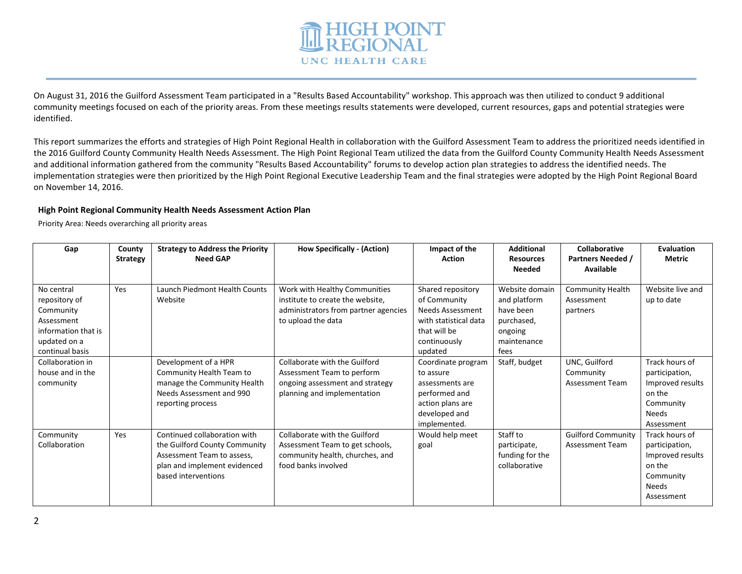On August 31, 2016 the Guilford Assessment Team participated in a "Results Based Accountability" workshop. This approach was then utilized to conduct 9 additional community meetings focused on each of the priority areas. From these meetings results statements were developed, current resources, gaps and potential strategies were identified.

This report summarizes the efforts and strategies of High Point Regional Health in collaboration with the Guilford Assessment Team to address the prioritized needs identified in the 2016 Guilford County Community Health Needs Assessment. The High Point Regional Team utilized the data from the Guilford County Community Health Needs Assessment and additional information gathered from the community "Results Based Accountability" forums to develop action plan strategies to address the identified needs. The implementation strategies were then prioritized by the High Point Regional Executive Leadership Team and the final strategies were adopted by the High Point Regional Board on November 14, 2016.

**High Point Regional Community Health Needs Assessment Action Plan**

Priority Area: Needs overarching all priority areas

| Gap | County Strategy | Strategy to Address the Priority Need GAP | How Specifically - (Action) | Impact of the Action | Additional Resources Needed | Collaborative Partners Needed / Available | Evaluation Metric |
|---|---|---|---|---|---|---|---|
| No central repository of Community Assessment information that is updated on a continual basis | Yes | Launch Piedmont Health Counts Website | Work with Healthy Communities institute to create the website, administrators from partner agencies to upload the data | Shared repository of Community Needs Assessment with statistical data that will be continuously updated | Website domain and platform have been purchased, ongoing maintenance fees | Community Health Assessment partners | Website live and up to date |
| Collaboration in house and in the community | | Development of a HPR Community Health Team to manage the Community Health Needs Assessment and 990 reporting process | Collaborate with the Guilford Assessment Team to perform ongoing assessment and strategy planning and implementation | Coordinate program to assure assessments are performed and action plans are developed and implemented. | Staff, budget | UNC, Guilford Community Assessment Team | Track hours of participation, Improved results on the Community Needs Assessment |
| Community Collaboration | Yes | Continued collaboration with the Guilford County Community Assessment Team to assess, plan and implement evidenced based interventions | Collaborate with the Guilford Assessment Team to get schools, community health, churches, and food banks involved | Would help meet goal | Staff to participate, funding for the collaborative | Guilford Community Assessment Team | Track hours of participation, Improved results on the Community Needs Assessment |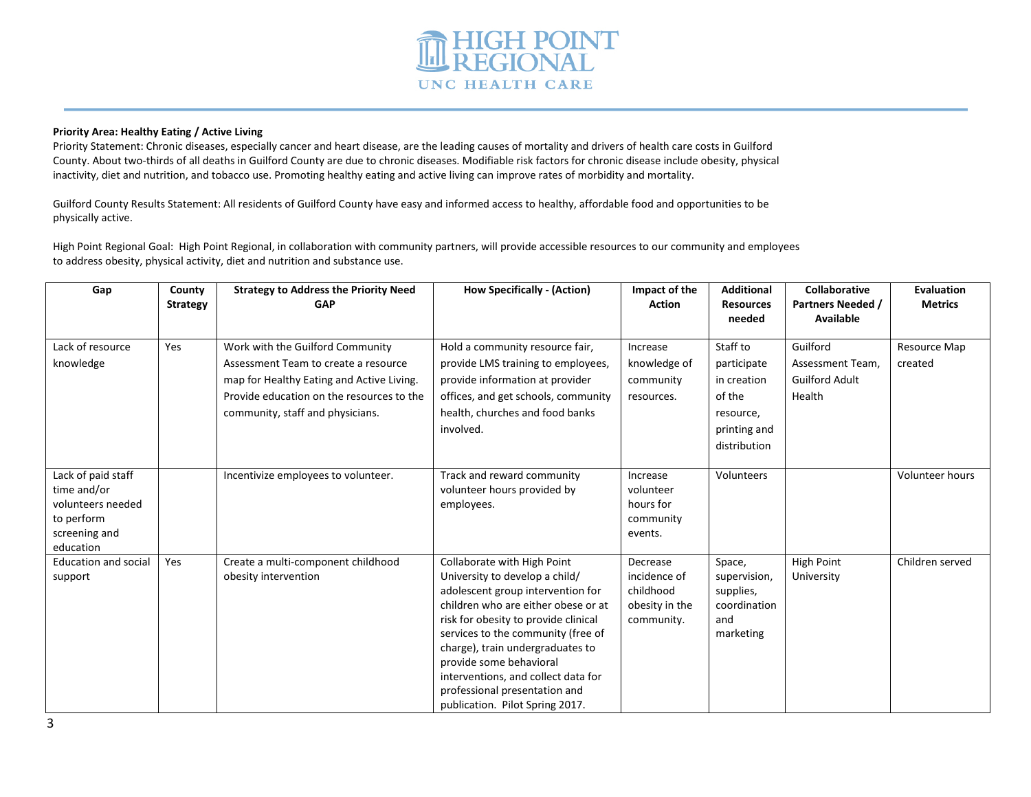**Priority Area: Healthy Eating / Active Living**

Priority Statement: Chronic diseases, especially cancer and heart disease, are the leading causes of mortality and drivers of health care costs in Guilford County. About two-thirds of all deaths in Guilford County are due to chronic diseases. Modifiable risk factors for chronic disease include obesity, physical inactivity, diet and nutrition, and tobacco use. Promoting healthy eating and active living can improve rates of morbidity and mortality.

Guilford County Results Statement: All residents of Guilford County have easy and informed access to healthy, affordable food and opportunities to be physically active.

High Point Regional Goal: High Point Regional, in collaboration with community partners, will provide accessible resources to our community and employees to address obesity, physical activity, diet and nutrition and substance use.

| Gap | County Strategy | Strategy to Address the Priority Need GAP | How Specifically - (Action) | Impact of the Action | Additional Resources needed | Collaborative Partners Needed / Available | Evaluation Metrics |
|---|---|---|---|---|---|---|---|
| Lack of resource knowledge | Yes | Work with the Guilford Community Assessment Team to create a resource map for Healthy Eating and Active Living. Provide education on the resources to the community, staff and physicians. | Hold a community resource fair, provide LMS training to employees, provide information at provider offices, and get schools, community health, churches and food banks involved. | Increase knowledge of community resources. | Staff to participate in creation of the resource, printing and distribution | Guilford Assessment Team, Guilford Adult Health | Resource Map created |
| Lack of paid staff time and/or volunteers needed to perform screening and education | | Incentivize employees to volunteer. | Track and reward community volunteer hours provided by employees. | Increase volunteer hours for community events. | Volunteers | | Volunteer hours |
| Education and social support | Yes | Create a multi-component childhood obesity intervention | Collaborate with High Point University to develop a child/ adolescent group intervention for children who are either obese or at risk for obesity to provide clinical services to the community (free of charge), train undergraduates to provide some behavioral interventions, and collect data for professional presentation and publication. Pilot Spring 2017. | Decrease incidence of childhood obesity in the community. | Space, supervision, supplies, coordination and marketing | High Point University | Children served |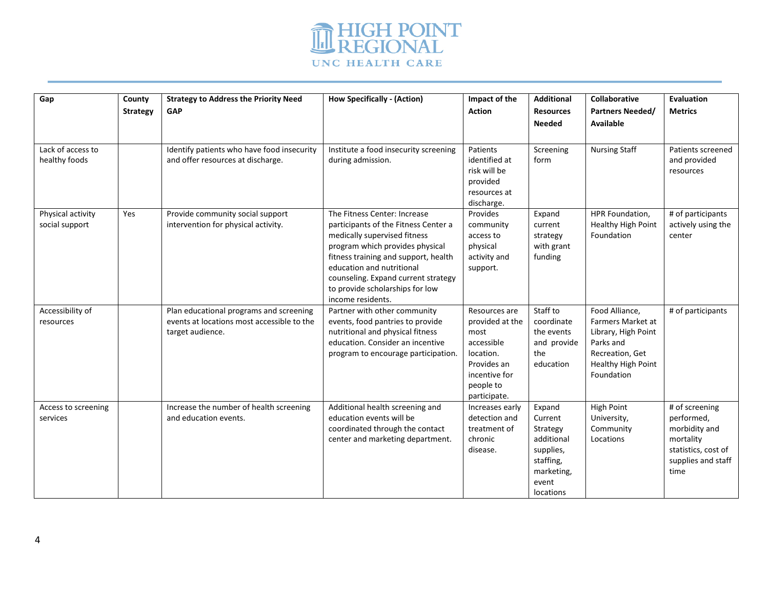| Gap | County Strategy | Strategy to Address the Priority Need GAP | How Specifically - (Action) | Impact of the Action | Additional Resources Needed | Collaborative Partners Needed/ Available | Evaluation Metrics |
|---|---|---|---|---|---|---|---|
| Lack of access to healthy foods | | Identify patients who have food insecurity and offer resources at discharge. | Institute a food insecurity screening during admission. | Patients identified at risk will be provided resources at discharge. | Screening form | Nursing Staff | Patients screened and provided resources |
| Physical activity social support | Yes | Provide community social support intervention for physical activity. | The Fitness Center: Increase participants of the Fitness Center a medically supervised fitness program which provides physical fitness training and support, health education and nutritional counseling. Expand current strategy to provide scholarships for low income residents. | Provides community access to physical activity and support. | Expand current strategy with grant funding | HPR Foundation, Healthy High Point Foundation | # of participants actively using the center |
| Accessibility of resources | | Plan educational programs and screening events at locations most accessible to the target audience. | Partner with other community events, food pantries to provide nutritional and physical fitness education. Consider an incentive program to encourage participation. | Resources are provided at the most accessible location. Provides an incentive for people to participate. | Staff to coordinate the events and provide the education | Food Alliance, Farmers Market at Library, High Point Parks and Recreation, Get Healthy High Point Foundation | # of participants |
| Access to screening services | | Increase the number of health screening and education events. | Additional health screening and education events will be coordinated through the contact center and marketing department. | Increases early detection and treatment of chronic disease. | Expand Current Strategy additional supplies, staffing, marketing, event locations | High Point University, Community Locations | # of screening performed, morbidity and mortality statistics, cost of supplies and staff time |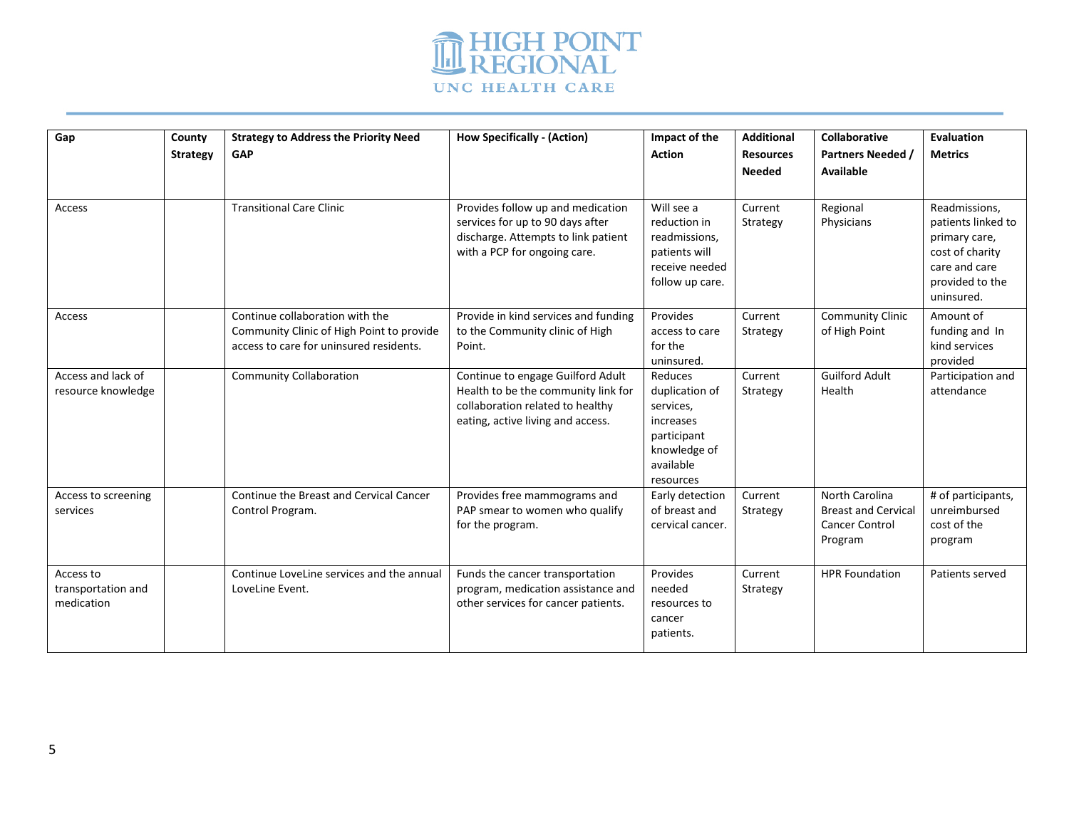| Gap | County Strategy | Strategy to Address the Priority Need GAP | How Specifically - (Action) | Impact of the Action | Additional Resources Needed | Collaborative Partners Needed / Available | Evaluation Metrics |
|---|---|---|---|---|---|---|---|
| Access | | Transitional Care Clinic | Provides follow up and medication services for up to 90 days after discharge. Attempts to link patient with a PCP for ongoing care. | Will see a reduction in readmissions, patients will receive needed follow up care. | Current Strategy | Regional Physicians | Readmissions, patients linked to primary care, cost of charity care and care provided to the uninsured. |
| Access | | Continue collaboration with the Community Clinic of High Point to provide access to care for uninsured residents. | Provide in kind services and funding to the Community clinic of High Point. | Provides access to care for the uninsured. | Current Strategy | Community Clinic of High Point | Amount of funding and In kind services provided |
| Access and lack of resource knowledge | | Community Collaboration | Continue to engage Guilford Adult Health to be the community link for collaboration related to healthy eating, active living and access. | Reduces duplication of services, increases participant knowledge of available resources | Current Strategy | Guilford Adult Health | Participation and attendance |
| Access to screening services | | Continue the Breast and Cervical Cancer Control Program. | Provides free mammograms and PAP smear to women who qualify for the program. | Early detection of breast and cervical cancer. | Current Strategy | North Carolina Breast and Cervical Cancer Control Program | # of participants, unreimbursed cost of the program |
| Access to transportation and medication | | Continue LoveLine services and the annual LoveLine Event. | Funds the cancer transportation program, medication assistance and other services for cancer patients. | Provides needed resources to cancer patients. | Current Strategy | HPR Foundation | Patients served |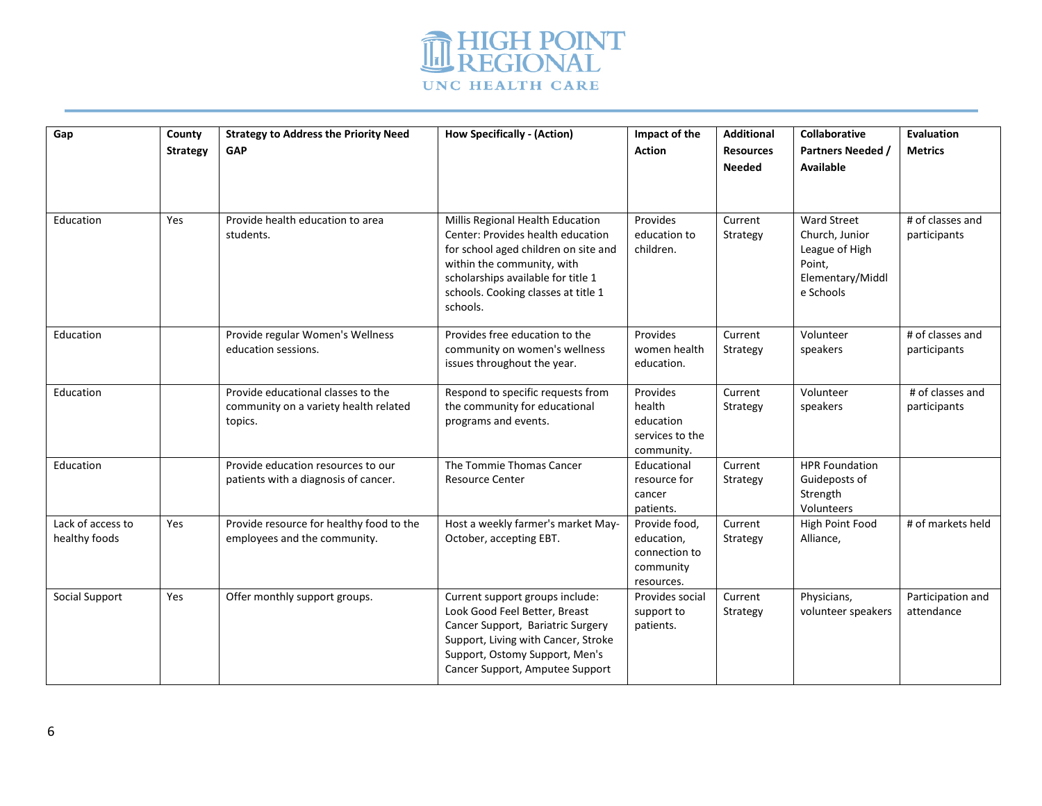| Gap | County Strategy | Strategy to Address the Priority Need GAP | How Specifically - (Action) | Impact of the Action | Additional Resources Needed | Collaborative Partners Needed / Available | Evaluation Metrics |
|---|---|---|---|---|---|---|---|
| Education | Yes | Provide health education to area students. | Millis Regional Health Education Center: Provides health education for school aged children on site and within the community, with scholarships available for title 1 schools. Cooking classes at title 1 schools. | Provides education to children. | Current Strategy | Ward Street Church, Junior League of High Point, Elementary/Middle Schools | # of classes and participants |
| Education | | Provide regular Women's Wellness education sessions. | Provides free education to the community on women's wellness issues throughout the year. | Provides women health education. | Current Strategy | Volunteer speakers | # of classes and participants |
| Education | | Provide educational classes to the community on a variety health related topics. | Respond to specific requests from the community for educational programs and events. | Provides health education services to the community. | Current Strategy | Volunteer speakers | # of classes and participants |
| Education | | Provide education resources to our patients with a diagnosis of cancer. | The Tommie Thomas Cancer Resource Center | Educational resource for cancer patients. | Current Strategy | HPR Foundation Guideposts of Strength Volunteers | |
| Lack of access to healthy foods | Yes | Provide resource for healthy food to the employees and the community. | Host a weekly farmer's market May-October, accepting EBT. | Provide food, education, connection to community resources. | Current Strategy | High Point Food Alliance, | # of markets held |
| Social Support | Yes | Offer monthly support groups. | Current support groups include: Look Good Feel Better, Breast Cancer Support, Bariatric Surgery Support, Living with Cancer, Stroke Support, Ostomy Support, Men's Cancer Support, Amputee Support | Provides social support to patients. | Current Strategy | Physicians, volunteer speakers | Participation and attendance |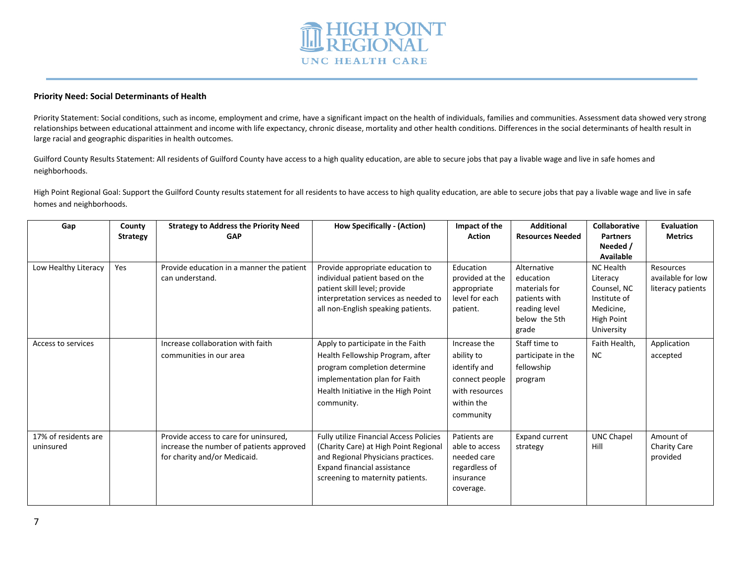**Priority Need: Social Determinants of Health**

Priority Statement: Social conditions, such as income, employment and crime, have a significant impact on the health of individuals, families and communities. Assessment data showed very strong relationships between educational attainment and income with life expectancy, chronic disease, mortality and other health conditions. Differences in the social determinants of health result in large racial and geographic disparities in health outcomes.

Guilford County Results Statement: All residents of Guilford County have access to a high quality education, are able to secure jobs that pay a livable wage and live in safe homes and neighborhoods.

High Point Regional Goal: Support the Guilford County results statement for all residents to have access to high quality education, are able to secure jobs that pay a livable wage and live in safe homes and neighborhoods.

| Gap | County Strategy | Strategy to Address the Priority Need GAP | How Specifically - (Action) | Impact of the Action | Additional Resources Needed | Collaborative Partners Needed / Available | Evaluation Metrics |
|---|---|---|---|---|---|---|---|
| Low Healthy Literacy | Yes | Provide education in a manner the patient can understand. | Provide appropriate education to individual patient based on the patient skill level; provide interpretation services as needed to all non-English speaking patients. | Education provided at the appropriate level for each patient. | Alternative education materials for patients with reading level below the 5th grade | NC Health Literacy Counsel, NC Institute of Medicine, High Point University | Resources available for low literacy patients |
| Access to services | | Increase collaboration with faith communities in our area | Apply to participate in the Faith Health Fellowship Program, after program completion determine implementation plan for Faith Health Initiative in the High Point community. | Increase the ability to identify and connect people with resources within the community | Staff time to participate in the fellowship program | Faith Health, NC | Application accepted |
| 17% of residents are uninsured | | Provide access to care for uninsured, increase the number of patients approved for charity and/or Medicaid. | Fully utilize Financial Access Policies (Charity Care) at High Point Regional and Regional Physicians practices. Expand financial assistance screening to maternity patients. | Patients are able to access needed care regardless of insurance coverage. | Expand current strategy | UNC Chapel Hill | Amount of Charity Care provided |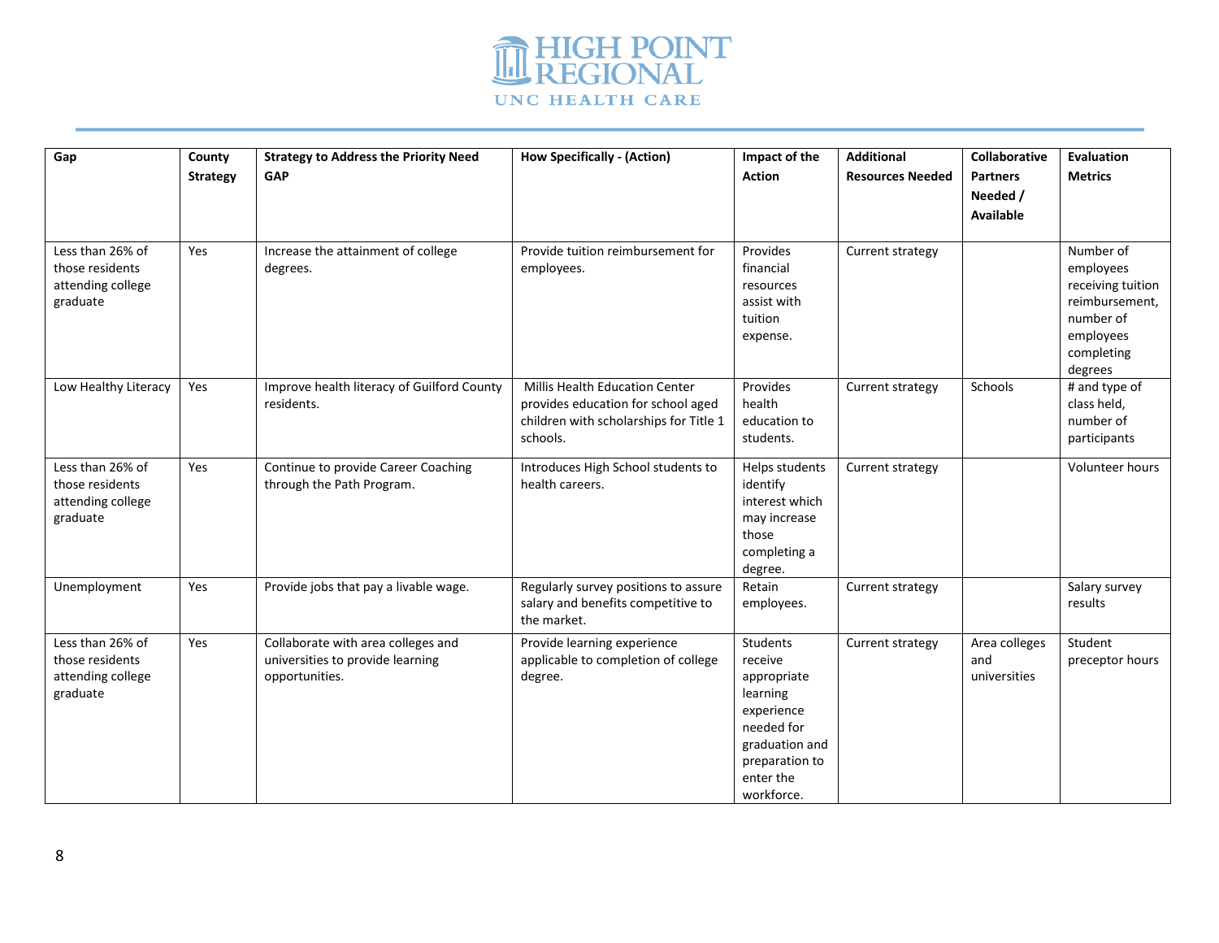| Gap | County Strategy | Strategy to Address the Priority Need GAP | How Specifically - (Action) | Impact of the Action | Additional Resources Needed | Collaborative Partners Needed / Available | Evaluation Metrics |
|---|---|---|---|---|---|---|---|
| Less than 26% of those residents attending college graduate | Yes | Increase the attainment of college degrees. | Provide tuition reimbursement for employees. | Provides financial resources assist with tuition expense. | Current strategy | | Number of employees receiving tuition reimbursement, number of employees completing degrees |
| Low Healthy Literacy | Yes | Improve health literacy of Guilford County residents. | Millis Health Education Center provides education for school aged children with scholarships for Title 1 schools. | Provides health education to students. | Current strategy | Schools | # and type of class held, number of participants |
| Less than 26% of those residents attending college graduate | Yes | Continue to provide Career Coaching through the Path Program. | Introduces High School students to health careers. | Helps students identify interest which may increase those completing a degree. | Current strategy | | Volunteer hours |
| Unemployment | Yes | Provide jobs that pay a livable wage. | Regularly survey positions to assure salary and benefits competitive to the market. | Retain employees. | Current strategy | | Salary survey results |
| Less than 26% of those residents attending college graduate | Yes | Collaborate with area colleges and universities to provide learning opportunities. | Provide learning experience applicable to completion of college degree. | Students receive appropriate learning experience needed for graduation and preparation to enter the workforce. | Current strategy | Area colleges and universities | Student preceptor hours |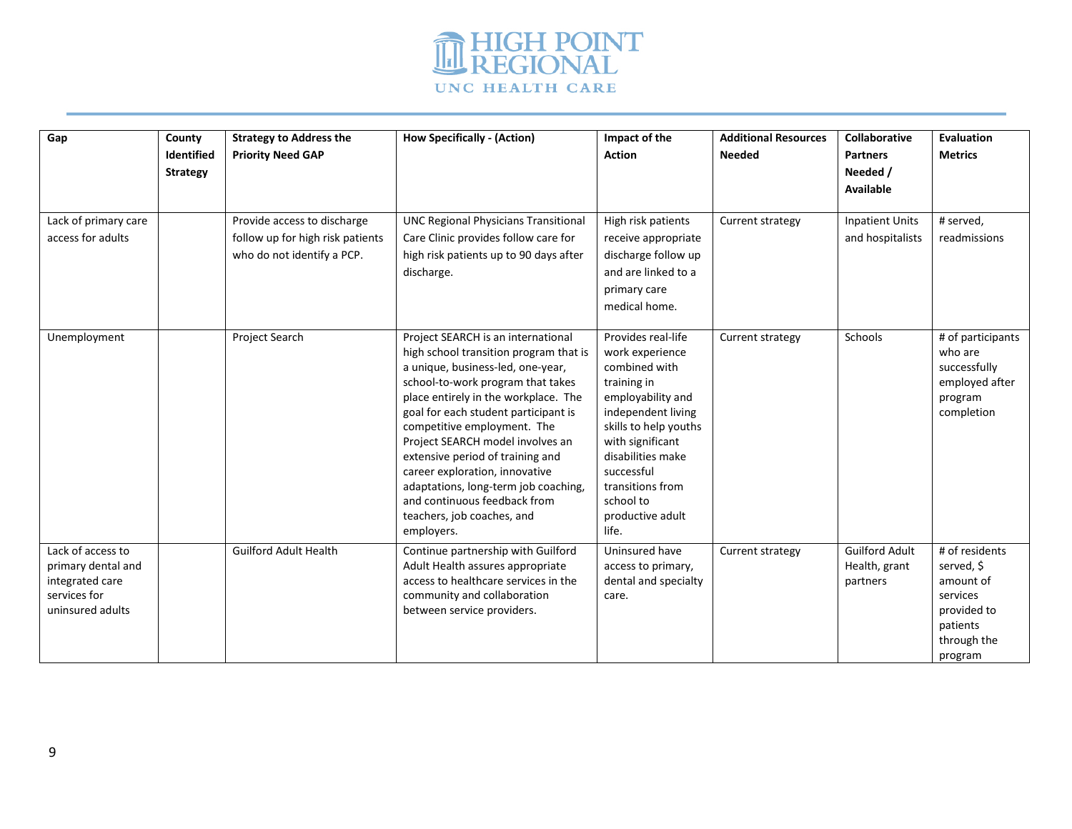| Gap | County Identified Strategy | Strategy to Address the Priority Need GAP | How Specifically - (Action) | Impact of the Action | Additional Resources Needed | Collaborative Partners Needed / Available | Evaluation Metrics |
|---|---|---|---|---|---|---|---|
| Lack of primary care access for adults | | Provide access to discharge follow up for high risk patients who do not identify a PCP. | UNC Regional Physicians Transitional Care Clinic provides follow care for high risk patients up to 90 days after discharge. | High risk patients receive appropriate discharge follow up and are linked to a primary care medical home. | Current strategy | Inpatient Units and hospitalists | # served, readmissions |
| Unemployment | | Project Search | Project SEARCH is an international high school transition program that is a unique, business-led, one-year, school-to-work program that takes place entirely in the workplace. The goal for each student participant is competitive employment. The Project SEARCH model involves an extensive period of training and career exploration, innovative adaptations, long-term job coaching, and continuous feedback from teachers, job coaches, and employers. | Provides real-life work experience combined with training in employability and independent living skills to help youths with significant disabilities make successful transitions from school to productive adult life. | Current strategy | Schools | # of participants who are successfully employed after program completion |
| Lack of access to primary dental and integrated care services for uninsured adults | | Guilford Adult Health | Continue partnership with Guilford Adult Health assures appropriate access to healthcare services in the community and collaboration between service providers. | Uninsured have access to primary, dental and specialty care. | Current strategy | Guilford Adult Health, grant partners | # of residents served, $ amount of services provided to patients through the program |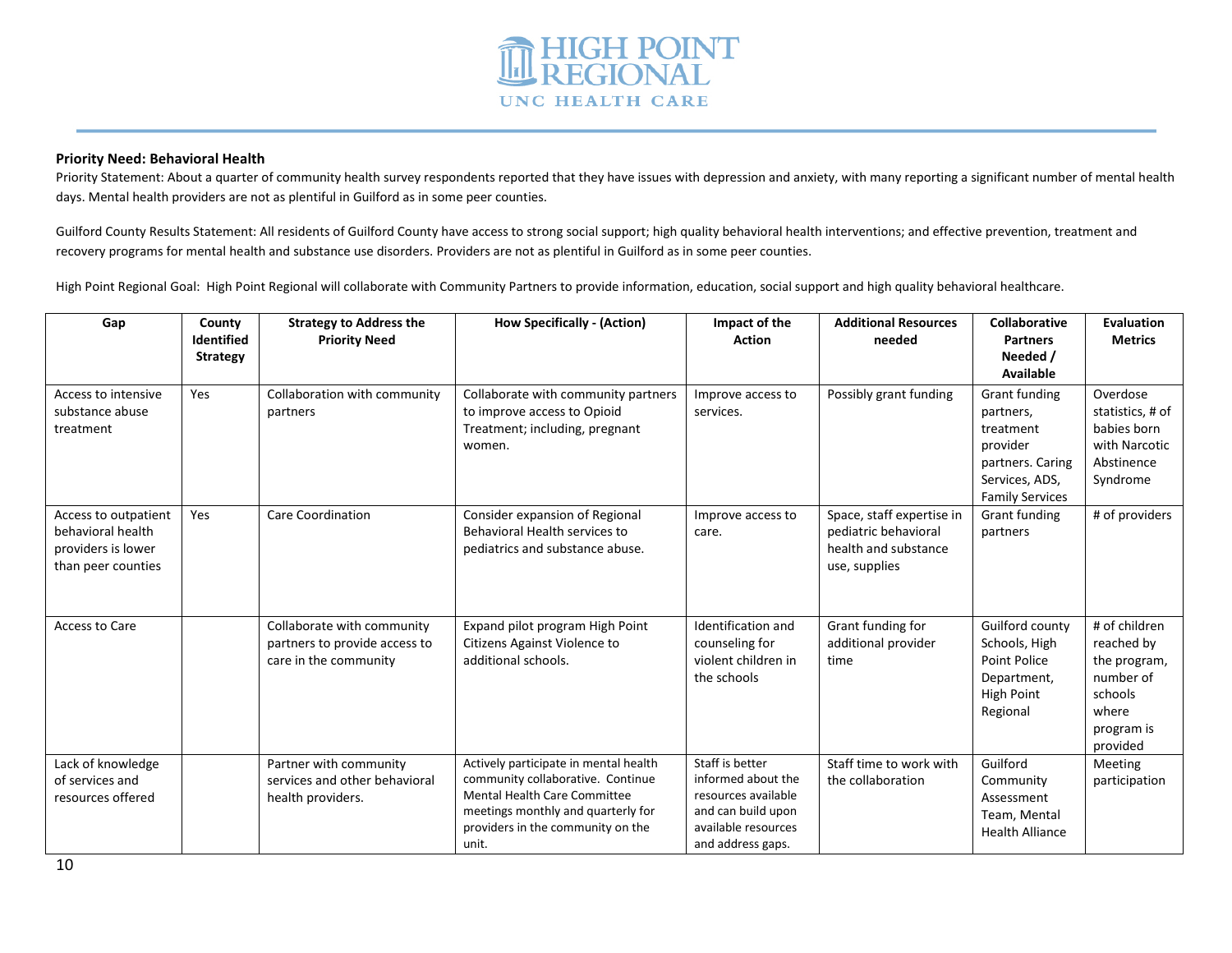**Priority Need: Behavioral Health**

Priority Statement: About a quarter of community health survey respondents reported that they have issues with depression and anxiety, with many reporting a significant number of mental health days. Mental health providers are not as plentiful in Guilford as in some peer counties.

Guilford County Results Statement: All residents of Guilford County have access to strong social support; high quality behavioral health interventions; and effective prevention, treatment and recovery programs for mental health and substance use disorders. Providers are not as plentiful in Guilford as in some peer counties.

High Point Regional Goal: High Point Regional will collaborate with Community Partners to provide information, education, social support and high quality behavioral healthcare.

| Gap | County Identified Strategy | Strategy to Address the Priority Need | How Specifically - (Action) | Impact of the Action | Additional Resources needed | Collaborative Partners Needed / Available | Evaluation Metrics |
|---|---|---|---|---|---|---|---|
| Access to intensive substance abuse treatment | Yes | Collaboration with community partners | Collaborate with community partners to improve access to Opioid Treatment; including, pregnant women. | Improve access to services. | Possibly grant funding | Grant funding partners, treatment provider partners. Caring Services, ADS, Family Services | Overdose statistics, # of babies born with Narcotic Abstinence Syndrome |
| Access to outpatient behavioral health providers is lower than peer counties | Yes | Care Coordination | Consider expansion of Regional Behavioral Health services to pediatrics and substance abuse. | Improve access to care. | Space, staff expertise in pediatric behavioral health and substance use, supplies | Grant funding partners | # of providers |
| Access to Care | | Collaborate with community partners to provide access to care in the community | Expand pilot program High Point Citizens Against Violence to additional schools. | Identification and counseling for violent children in the schools | Grant funding for additional provider time | Guilford county Schools, High Point Police Department, High Point Regional | # of children reached by the program, number of schools where program is provided |
| Lack of knowledge of services and resources offered | | Partner with community services and other behavioral health providers. | Actively participate in mental health community collaborative. Continue Mental Health Care Committee meetings monthly and quarterly for providers in the community on the unit. | Staff is better informed about the resources available and can build upon available resources and address gaps. | Staff time to work with the collaboration | Guilford Community Assessment Team, Mental Health Alliance | Meeting participation |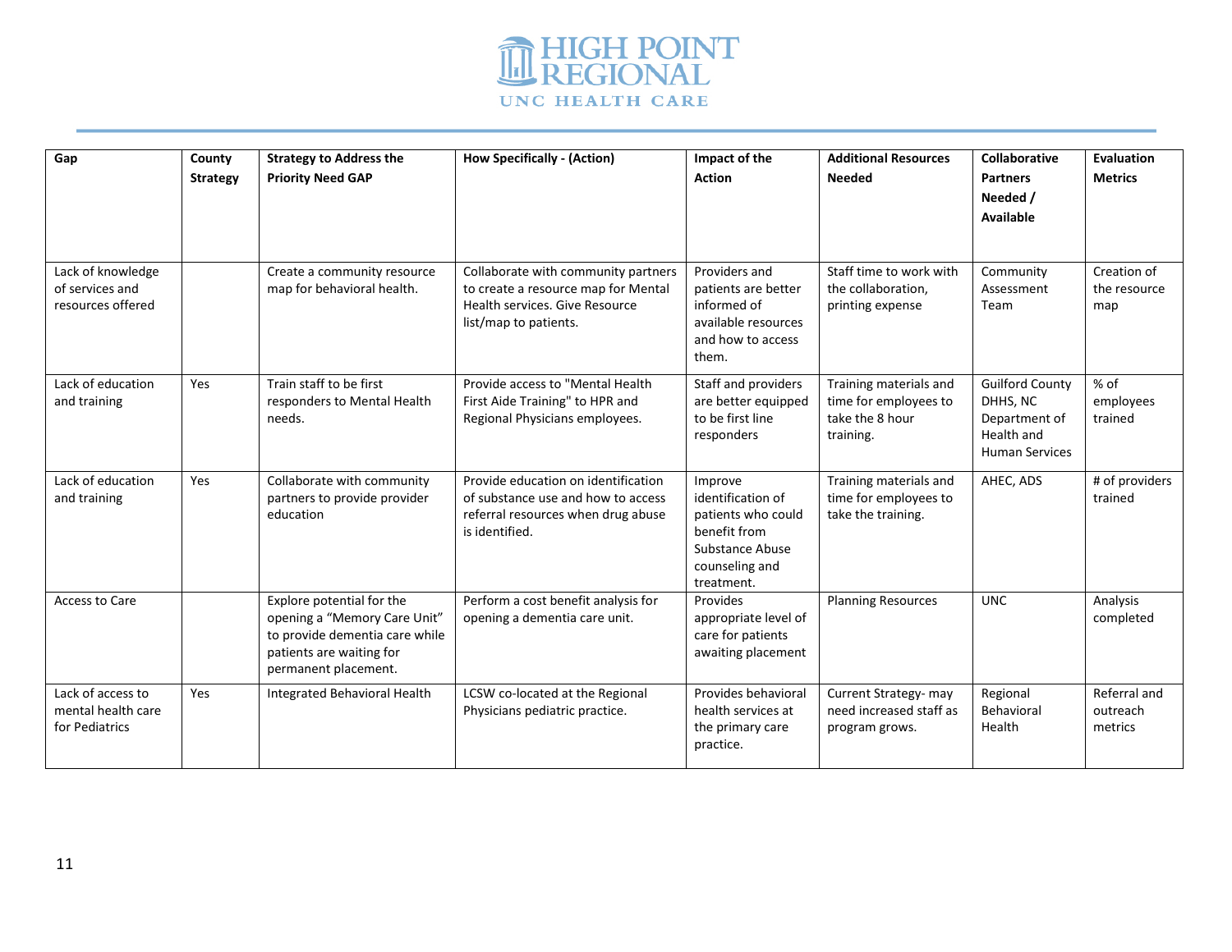| Gap | County Strategy | Strategy to Address the Priority Need GAP | How Specifically - (Action) | Impact of the Action | Additional Resources Needed | Collaborative Partners Needed / Available | Evaluation Metrics |
|---|---|---|---|---|---|---|---|
| Lack of knowledge of services and resources offered | | Create a community resource map for behavioral health. | Collaborate with community partners to create a resource map for Mental Health services. Give Resource list/map to patients. | Providers and patients are better informed of available resources and how to access them. | Staff time to work with the collaboration, printing expense | Community Assessment Team | Creation of the resource map |
| Lack of education and training | Yes | Train staff to be first responders to Mental Health needs. | Provide access to "Mental Health First Aide Training" to HPR and Regional Physicians employees. | Staff and providers are better equipped to be first line responders | Training materials and time for employees to take the 8 hour training. | Guilford County DHHS, NC Department of Health and Human Services | % of employees trained |
| Lack of education and training | Yes | Collaborate with community partners to provide provider education | Provide education on identification of substance use and how to access referral resources when drug abuse is identified. | Improve identification of patients who could benefit from Substance Abuse counseling and treatment. | Training materials and time for employees to take the training. | AHEC, ADS | # of providers trained |
| Access to Care | | Explore potential for the opening a "Memory Care Unit" to provide dementia care while patients are waiting for permanent placement. | Perform a cost benefit analysis for opening a dementia care unit. | Provides appropriate level of care for patients awaiting placement | Planning Resources | UNC | Analysis completed |
| Lack of access to mental health care for Pediatrics | Yes | Integrated Behavioral Health | LCSW co-located at the Regional Physicians pediatric practice. | Provides behavioral health services at the primary care practice. | Current Strategy- may need increased staff as program grows. | Regional Behavioral Health | Referral and outreach metrics |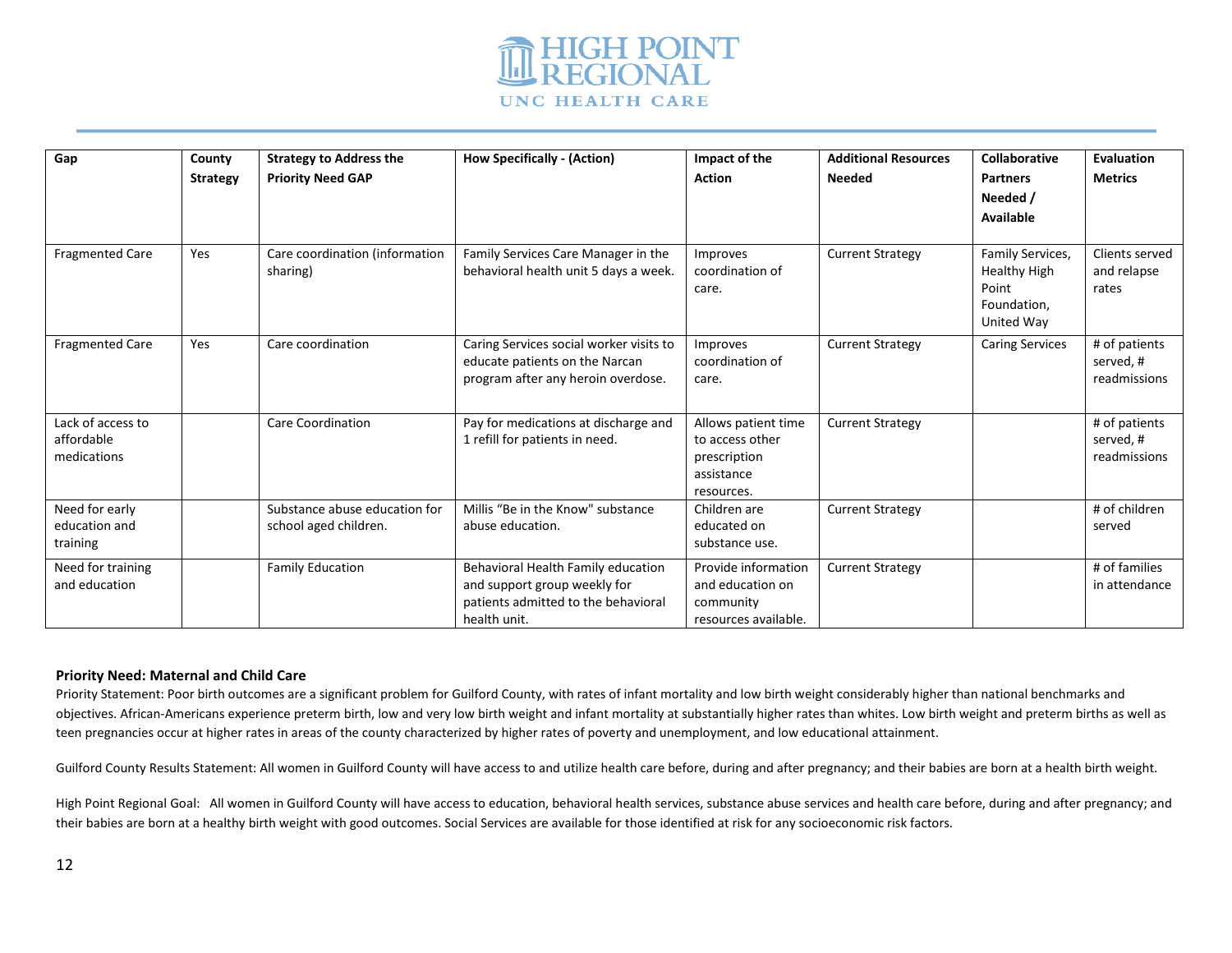| Gap | County Strategy | Strategy to Address the Priority Need GAP | How Specifically - (Action) | Impact of the Action | Additional Resources Needed | Collaborative Partners Needed / Available | Evaluation Metrics |
|---|---|---|---|---|---|---|---|
| Fragmented Care | Yes | Care coordination (information sharing) | Family Services Care Manager in the behavioral health unit 5 days a week. | Improves coordination of care. | Current Strategy | Family Services, Healthy High Point Foundation, United Way | Clients served and relapse rates |
| Fragmented Care | Yes | Care coordination | Caring Services social worker visits to educate patients on the Narcan program after any heroin overdose. | Improves coordination of care. | Current Strategy | Caring Services | # of patients served, # readmissions |
| Lack of access to affordable medications | | Care Coordination | Pay for medications at discharge and 1 refill for patients in need. | Allows patient time to access other prescription assistance resources. | Current Strategy | | # of patients served, # readmissions |
| Need for early education and training | | Substance abuse education for school aged children. | Millis "Be in the Know" substance abuse education. | Children are educated on substance use. | Current Strategy | | # of children served |
| Need for training and education | | Family Education | Behavioral Health Family education and support group weekly for patients admitted to the behavioral health unit. | Provide information and education on community resources available. | Current Strategy | | # of families in attendance |

**Priority Need: Maternal and Child Care**

Priority Statement: Poor birth outcomes are a significant problem for Guilford County, with rates of infant mortality and low birth weight considerably higher than national benchmarks and objectives. African-Americans experience preterm birth, low and very low birth weight and infant mortality at substantially higher rates than whites. Low birth weight and preterm births as well as teen pregnancies occur at higher rates in areas of the county characterized by higher rates of poverty and unemployment, and low educational attainment.

Guilford County Results Statement: All women in Guilford County will have access to and utilize health care before, during and after pregnancy; and their babies are born at a health birth weight.

High Point Regional Goal: All women in Guilford County will have access to education, behavioral health services, substance abuse services and health care before, during and after pregnancy; and their babies are born at a healthy birth weight with good outcomes. Social Services are available for those identified at risk for any socioeconomic risk factors.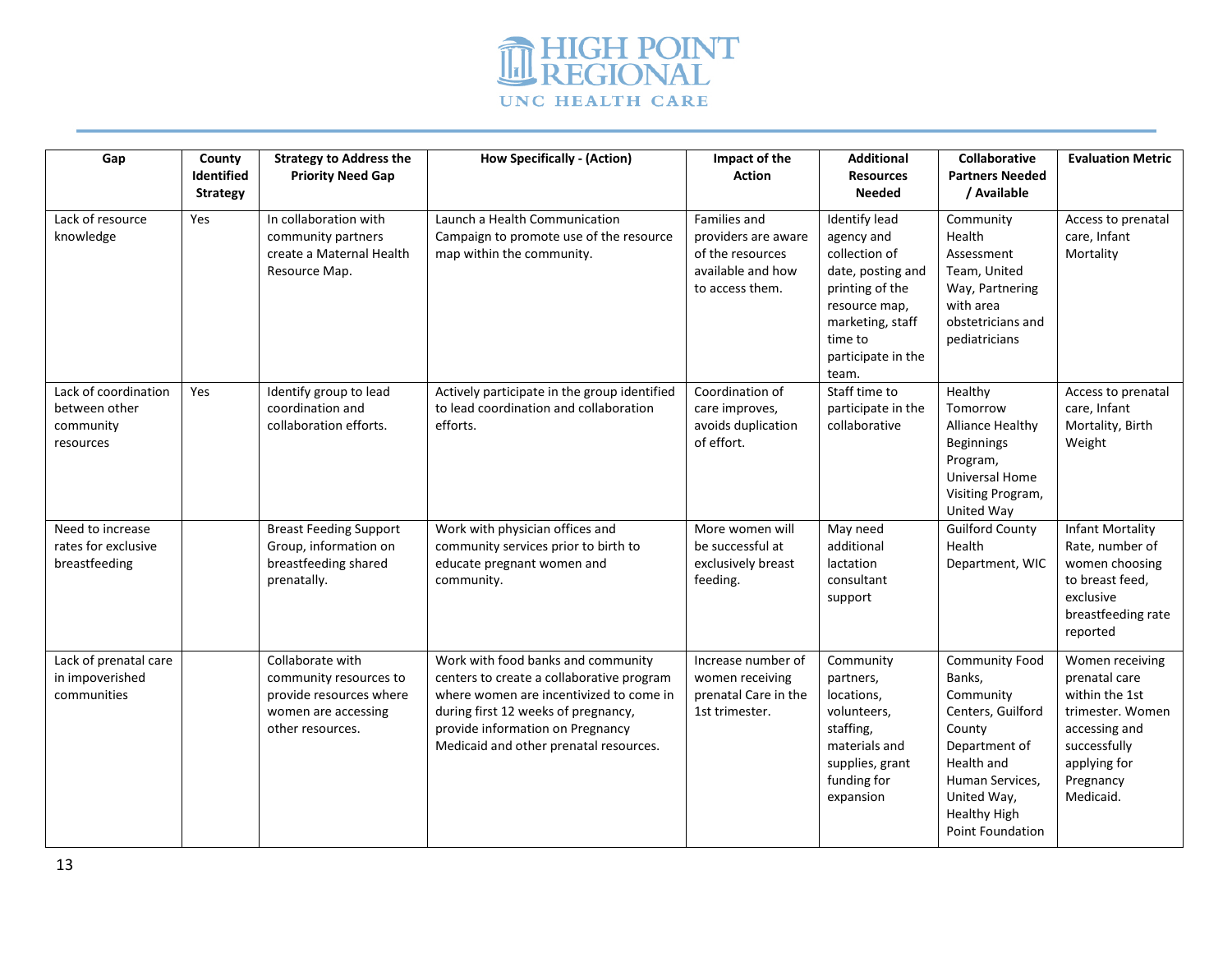| Gap | County Identified Strategy | Strategy to Address the Priority Need Gap | How Specifically - (Action) | Impact of the Action | Additional Resources Needed | Collaborative Partners Needed / Available | Evaluation Metric |
|---|---|---|---|---|---|---|---|
| Lack of resource knowledge | Yes | In collaboration with community partners create a Maternal Health Resource Map. | Launch a Health Communication Campaign to promote use of the resource map within the community. | Families and providers are aware of the resources available and how to access them. | Identify lead agency and collection of date, posting and printing of the resource map, marketing, staff time to participate in the team. | Community Health Assessment Team, United Way, Partnering with area obstetricians and pediatricians | Access to prenatal care, Infant Mortality |
| Lack of coordination between other community resources | Yes | Identify group to lead coordination and collaboration efforts. | Actively participate in the group identified to lead coordination and collaboration efforts. | Coordination of care improves, avoids duplication of effort. | Staff time to participate in the collaborative | Healthy Tomorrow Alliance Healthy Beginnings Program, Universal Home Visiting Program, United Way | Access to prenatal care, Infant Mortality, Birth Weight |
| Need to increase rates for exclusive breastfeeding | | Breast Feeding Support Group, information on breastfeeding shared prenatally. | Work with physician offices and community services prior to birth to educate pregnant women and community. | More women will be successful at exclusively breast feeding. | May need additional lactation consultant support | Guilford County Health Department, WIC | Infant Mortality Rate, number of women choosing to breast feed, exclusive breastfeeding rate reported |
| Lack of prenatal care in impoverished communities | | Collaborate with community resources to provide resources where women are accessing other resources. | Work with food banks and community centers to create a collaborative program where women are incentivized to come in during first 12 weeks of pregnancy, provide information on Pregnancy Medicaid and other prenatal resources. | Increase number of women receiving prenatal Care in the 1st trimester. | Community partners, locations, volunteers, staffing, materials and supplies, grant funding for expansion | Community Food Banks, Community Centers, Guilford County Department of Health and Human Services, United Way, Healthy High Point Foundation | Women receiving prenatal care within the 1st trimester. Women accessing and successfully applying for Pregnancy Medicaid. |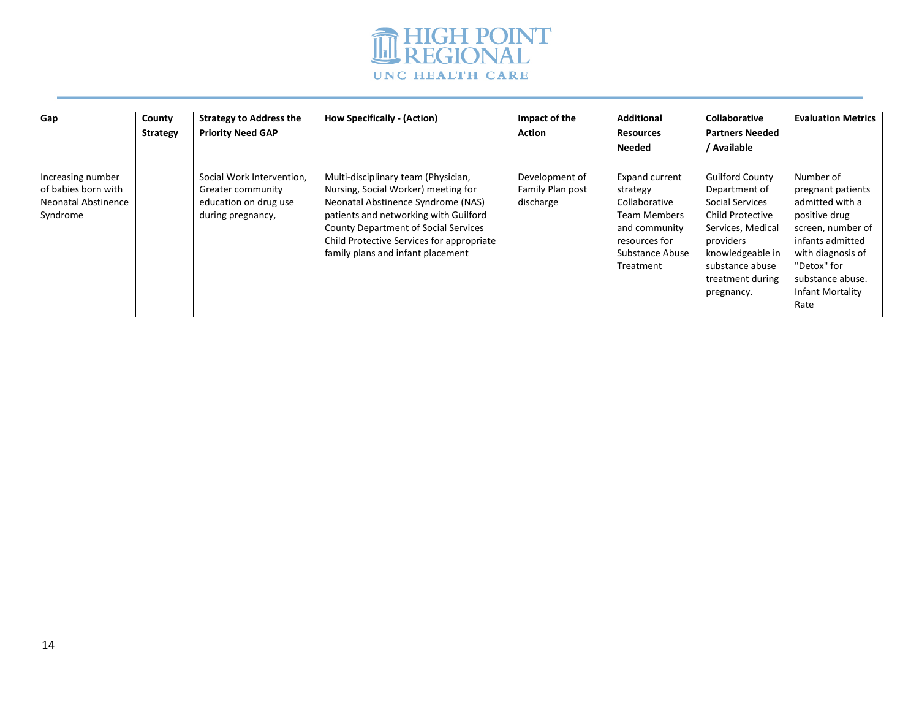| Gap | County Strategy | Strategy to Address the Priority Need GAP | How Specifically - (Action) | Impact of the Action | Additional Resources Needed | Collaborative Partners Needed / Available | Evaluation Metrics |
|---|---|---|---|---|---|---|---|
| Increasing number of babies born with Neonatal Abstinence Syndrome | | Social Work Intervention, Greater community education on drug use during pregnancy, | Multi-disciplinary team (Physician, Nursing, Social Worker) meeting for Neonatal Abstinence Syndrome (NAS) patients and networking with Guilford County Department of Social Services Child Protective Services for appropriate family plans and infant placement | Development of Family Plan post discharge | Expand current strategy Collaborative Team Members and community resources for Substance Abuse Treatment | Guilford County Department of Social Services Child Protective Services, Medical providers knowledgeable in substance abuse treatment during pregnancy. | Number of pregnant patients admitted with a positive drug screen, number of infants admitted with diagnosis of "Detox" for substance abuse. Infant Mortality Rate |